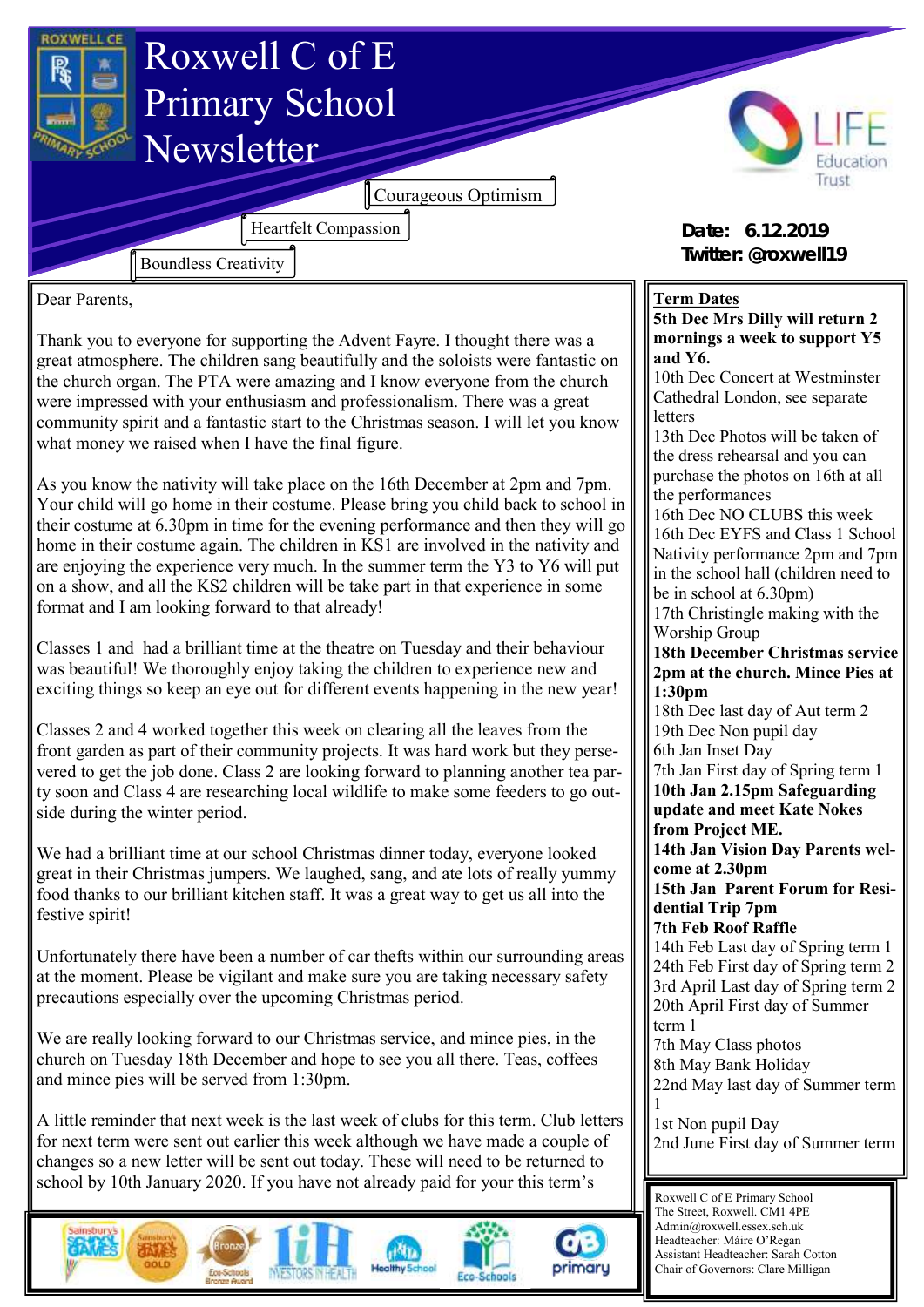# Roxwell C of E Primary School Newsletter

Courageous Optimism

Heartfelt Compassion

Boundless Creativity

LIFE Education Trust

**Date: 6.12.2019**
**Twitter: @roxwell19**

Dear Parents,

Thank you to everyone for supporting the Advent Fayre. I thought there was a great atmosphere. The children sang beautifully and the soloists were fantastic on the church organ. The PTA were amazing and I know everyone from the church were impressed with your enthusiasm and professionalism. There was a great community spirit and a fantastic start to the Christmas season. I will let you know what money we raised when I have the final figure.

As you know the nativity will take place on the 16th December at 2pm and 7pm. Your child will go home in their costume. Please bring you child back to school in their costume at 6.30pm in time for the evening performance and then they will go home in their costume again. The children in KS1 are involved in the nativity and are enjoying the experience very much. In the summer term the Y3 to Y6 will put on a show, and all the KS2 children will be take part in that experience in some format and I am looking forward to that already!

Classes 1 and had a brilliant time at the theatre on Tuesday and their behaviour was beautiful! We thoroughly enjoy taking the children to experience new and exciting things so keep an eye out for different events happening in the new year!

Classes 2 and 4 worked together this week on clearing all the leaves from the front garden as part of their community projects. It was hard work but they persevered to get the job done. Class 2 are looking forward to planning another tea party soon and Class 4 are researching local wildlife to make some feeders to go outside during the winter period.

We had a brilliant time at our school Christmas dinner today, everyone looked great in their Christmas jumpers. We laughed, sang, and ate lots of really yummy food thanks to our brilliant kitchen staff. It was a great way to get us all into the festive spirit!

Unfortunately there have been a number of car thefts within our surrounding areas at the moment. Please be vigilant and make sure you are taking necessary safety precautions especially over the upcoming Christmas period.

We are really looking forward to our Christmas service, and mince pies, in the church on Tuesday 18th December and hope to see you all there. Teas, coffees and mince pies will be served from 1:30pm.

A little reminder that next week is the last week of clubs for this term. Club letters for next term were sent out earlier this week although we have made a couple of changes so a new letter will be sent out today. These will need to be returned to school by 10th January 2020. If you have not already paid for your this term's

## Term Dates

**5th Dec Mrs Dilly will return 2 mornings a week to support Y5 and Y6.**

10th Dec Concert at Westminster Cathedral London, see separate letters

13th Dec Photos will be taken of the dress rehearsal and you can purchase the photos on 16th at all the performances

16th Dec NO CLUBS this week

16th Dec EYFS and Class 1 School Nativity performance 2pm and 7pm in the school hall (children need to be in school at 6.30pm)

17th Christingle making with the Worship Group

**18th December Christmas service 2pm at the church. Mince Pies at 1:30pm**

18th Dec last day of Aut term 2

19th Dec Non pupil day

6th Jan Inset Day

7th Jan First day of Spring term 1

**10th Jan 2.15pm Safeguarding update and meet Kate Nokes from Project ME.**

**14th Jan Vision Day Parents welcome at 2.30pm**

**15th Jan Parent Forum for Residential Trip 7pm**

**7th Feb Roof Raffle**

14th Feb Last day of Spring term 1

24th Feb First day of Spring term 2

3rd April Last day of Spring term 2

20th April First day of Summer term 1

7th May Class photos

8th May Bank Holiday

22nd May last day of Summer term 1

1st Non pupil Day

2nd June First day of Summer term

Roxwell C of E Primary School
The Street, Roxwell. CM1 4PE
Admin@roxwell.essex.sch.uk
Headteacher: Máire O'Regan
Assistant Headteacher: Sarah Cotton
Chair of Governors: Clare Milligan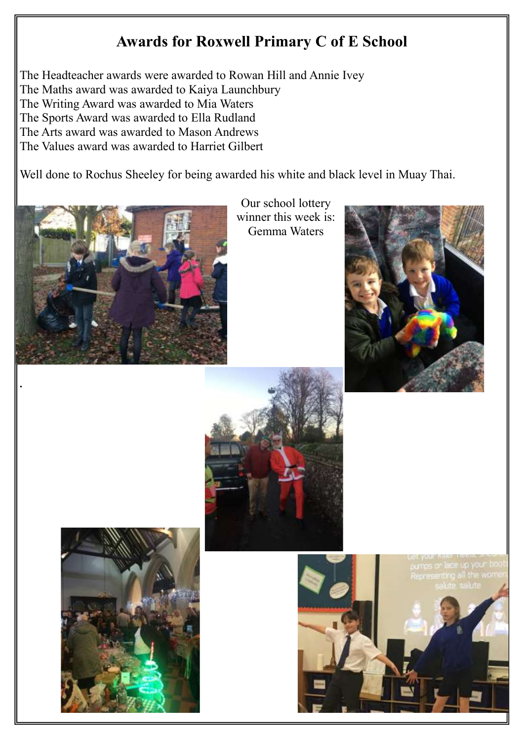# Awards for Roxwell Primary C of E School

The Headteacher awards were awarded to Rowan Hill and Annie Ivey
The Maths award was awarded to Kaiya Launchbury
The Writing Award was awarded to Mia Waters
The Sports Award was awarded to Ella Rudland
The Arts award was awarded to Mason Andrews
The Values award was awarded to Harriet Gilbert

Well done to Rochus Sheeley for being awarded his white and black level in Muay Thai.

Our school lottery winner this week is: Gemma Waters